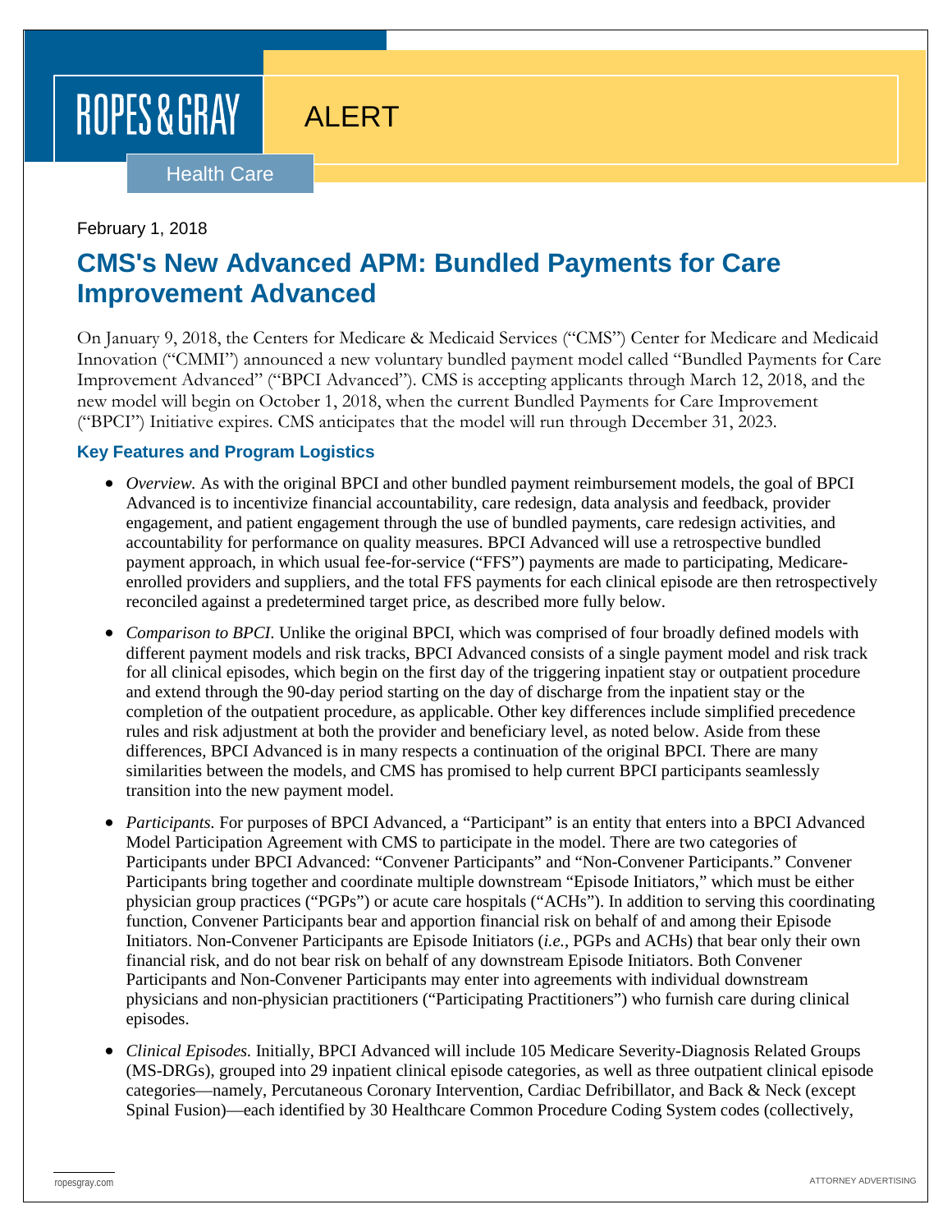ROPES & GRAY

ALERT

Health Care

February 1, 2018

# CMS's New Advanced APM: Bundled Payments for Care Improvement Advanced

On January 9, 2018, the Centers for Medicare & Medicaid Services ("CMS") Center for Medicare and Medicaid Innovation ("CMMI") announced a new voluntary bundled payment model called "Bundled Payments for Care Improvement Advanced" ("BPCI Advanced"). CMS is accepting applicants through March 12, 2018, and the new model will begin on October 1, 2018, when the current Bundled Payments for Care Improvement ("BPCI") Initiative expires. CMS anticipates that the model will run through December 31, 2023.

## Key Features and Program Logistics

- *Overview.* As with the original BPCI and other bundled payment reimbursement models, the goal of BPCI Advanced is to incentivize financial accountability, care redesign, data analysis and feedback, provider engagement, and patient engagement through the use of bundled payments, care redesign activities, and accountability for performance on quality measures. BPCI Advanced will use a retrospective bundled payment approach, in which usual fee-for-service ("FFS") payments are made to participating, Medicare-enrolled providers and suppliers, and the total FFS payments for each clinical episode are then retrospectively reconciled against a predetermined target price, as described more fully below.

- *Comparison to BPCI.* Unlike the original BPCI, which was comprised of four broadly defined models with different payment models and risk tracks, BPCI Advanced consists of a single payment model and risk track for all clinical episodes, which begin on the first day of the triggering inpatient stay or outpatient procedure and extend through the 90-day period starting on the day of discharge from the inpatient stay or the completion of the outpatient procedure, as applicable. Other key differences include simplified precedence rules and risk adjustment at both the provider and beneficiary level, as noted below. Aside from these differences, BPCI Advanced is in many respects a continuation of the original BPCI. There are many similarities between the models, and CMS has promised to help current BPCI participants seamlessly transition into the new payment model.

- *Participants.* For purposes of BPCI Advanced, a "Participant" is an entity that enters into a BPCI Advanced Model Participation Agreement with CMS to participate in the model. There are two categories of Participants under BPCI Advanced: "Convener Participants" and "Non-Convener Participants." Convener Participants bring together and coordinate multiple downstream "Episode Initiators," which must be either physician group practices ("PGPs") or acute care hospitals ("ACHs"). In addition to serving this coordinating function, Convener Participants bear and apportion financial risk on behalf of and among their Episode Initiators. Non-Convener Participants are Episode Initiators (*i.e.*, PGPs and ACHs) that bear only their own financial risk, and do not bear risk on behalf of any downstream Episode Initiators. Both Convener Participants and Non-Convener Participants may enter into agreements with individual downstream physicians and non-physician practitioners ("Participating Practitioners") who furnish care during clinical episodes.

- *Clinical Episodes.* Initially, BPCI Advanced will include 105 Medicare Severity-Diagnosis Related Groups (MS-DRGs), grouped into 29 inpatient clinical episode categories, as well as three outpatient clinical episode categories—namely, Percutaneous Coronary Intervention, Cardiac Defribillator, and Back & Neck (except Spinal Fusion)—each identified by 30 Healthcare Common Procedure Coding System codes (collectively,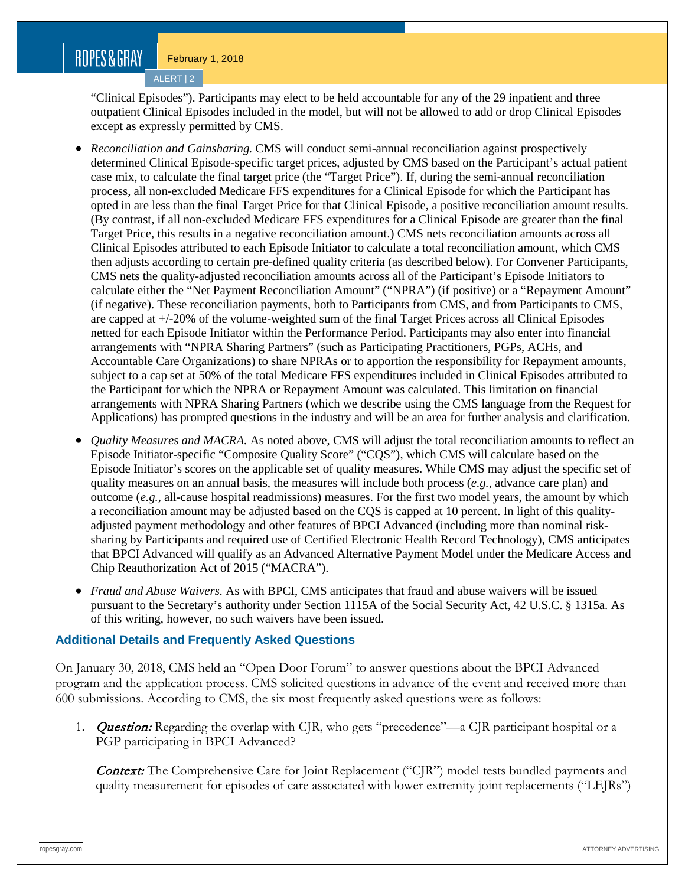"Clinical Episodes"). Participants may elect to be held accountable for any of the 29 inpatient and three outpatient Clinical Episodes included in the model, but will not be allowed to add or drop Clinical Episodes except as expressly permitted by CMS.

- *Reconciliation and Gainsharing.* CMS will conduct semi-annual reconciliation against prospectively determined Clinical Episode-specific target prices, adjusted by CMS based on the Participant's actual patient case mix, to calculate the final target price (the "Target Price"). If, during the semi-annual reconciliation process, all non-excluded Medicare FFS expenditures for a Clinical Episode for which the Participant has opted in are less than the final Target Price for that Clinical Episode, a positive reconciliation amount results. (By contrast, if all non-excluded Medicare FFS expenditures for a Clinical Episode are greater than the final Target Price, this results in a negative reconciliation amount.) CMS nets reconciliation amounts across all Clinical Episodes attributed to each Episode Initiator to calculate a total reconciliation amount, which CMS then adjusts according to certain pre-defined quality criteria (as described below). For Convener Participants, CMS nets the quality-adjusted reconciliation amounts across all of the Participant's Episode Initiators to calculate either the "Net Payment Reconciliation Amount" ("NPRA") (if positive) or a "Repayment Amount" (if negative). These reconciliation payments, both to Participants from CMS, and from Participants to CMS, are capped at +/-20% of the volume-weighted sum of the final Target Prices across all Clinical Episodes netted for each Episode Initiator within the Performance Period. Participants may also enter into financial arrangements with "NPRA Sharing Partners" (such as Participating Practitioners, PGPs, ACHs, and Accountable Care Organizations) to share NPRAs or to apportion the responsibility for Repayment amounts, subject to a cap set at 50% of the total Medicare FFS expenditures included in Clinical Episodes attributed to the Participant for which the NPRA or Repayment Amount was calculated. This limitation on financial arrangements with NPRA Sharing Partners (which we describe using the CMS language from the Request for Applications) has prompted questions in the industry and will be an area for further analysis and clarification.

- *Quality Measures and MACRA.* As noted above, CMS will adjust the total reconciliation amounts to reflect an Episode Initiator-specific "Composite Quality Score" ("CQS"), which CMS will calculate based on the Episode Initiator's scores on the applicable set of quality measures. While CMS may adjust the specific set of quality measures on an annual basis, the measures will include both process (*e.g.*, advance care plan) and outcome (*e.g.*, all-cause hospital readmissions) measures. For the first two model years, the amount by which a reconciliation amount may be adjusted based on the CQS is capped at 10 percent. In light of this quality-adjusted payment methodology and other features of BPCI Advanced (including more than nominal risk-sharing by Participants and required use of Certified Electronic Health Record Technology), CMS anticipates that BPCI Advanced will qualify as an Advanced Alternative Payment Model under the Medicare Access and Chip Reauthorization Act of 2015 ("MACRA").

- *Fraud and Abuse Waivers.* As with BPCI, CMS anticipates that fraud and abuse waivers will be issued pursuant to the Secretary's authority under Section 1115A of the Social Security Act, 42 U.S.C. § 1315a. As of this writing, however, no such waivers have been issued.

## Additional Details and Frequently Asked Questions

On January 30, 2018, CMS held an "Open Door Forum" to answer questions about the BPCI Advanced program and the application process. CMS solicited questions in advance of the event and received more than 600 submissions. According to CMS, the six most frequently asked questions were as follows:

1. ***Question:*** Regarding the overlap with CJR, who gets "precedence"—a CJR participant hospital or a PGP participating in BPCI Advanced?

   ***Context:*** The Comprehensive Care for Joint Replacement ("CJR") model tests bundled payments and quality measurement for episodes of care associated with lower extremity joint replacements ("LEJRs")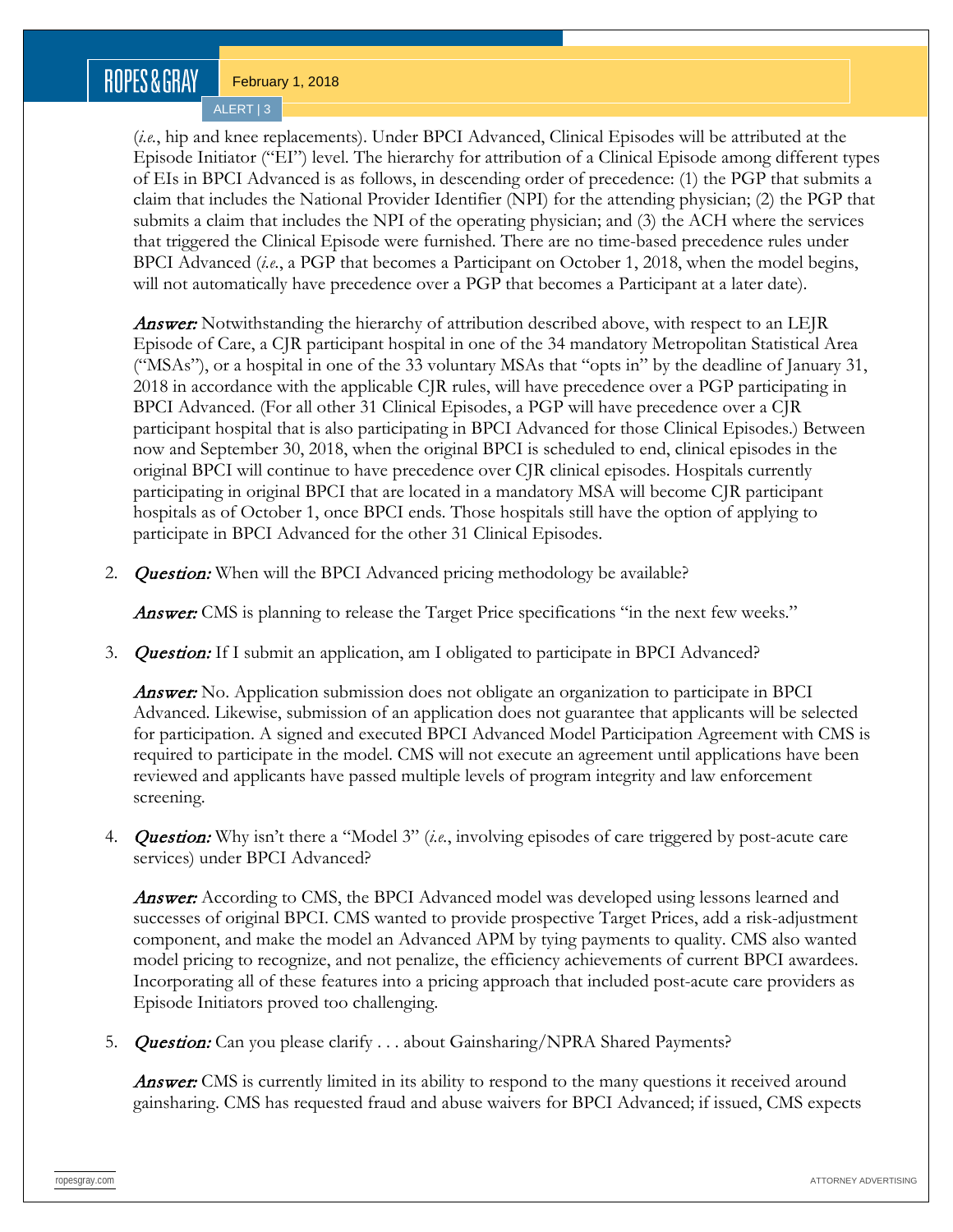(*i.e.*, hip and knee replacements). Under BPCI Advanced, Clinical Episodes will be attributed at the Episode Initiator ("EI") level. The hierarchy for attribution of a Clinical Episode among different types of EIs in BPCI Advanced is as follows, in descending order of precedence: (1) the PGP that submits a claim that includes the National Provider Identifier (NPI) for the attending physician; (2) the PGP that submits a claim that includes the NPI of the operating physician; and (3) the ACH where the services that triggered the Clinical Episode were furnished. There are no time-based precedence rules under BPCI Advanced (*i.e.*, a PGP that becomes a Participant on October 1, 2018, when the model begins, will not automatically have precedence over a PGP that becomes a Participant at a later date).

***Answer:*** Notwithstanding the hierarchy of attribution described above, with respect to an LEJR Episode of Care, a CJR participant hospital in one of the 34 mandatory Metropolitan Statistical Area ("MSAs"), or a hospital in one of the 33 voluntary MSAs that "opts in" by the deadline of January 31, 2018 in accordance with the applicable CJR rules, will have precedence over a PGP participating in BPCI Advanced. (For all other 31 Clinical Episodes, a PGP will have precedence over a CJR participant hospital that is also participating in BPCI Advanced for those Clinical Episodes.) Between now and September 30, 2018, when the original BPCI is scheduled to end, clinical episodes in the original BPCI will continue to have precedence over CJR clinical episodes. Hospitals currently participating in original BPCI that are located in a mandatory MSA will become CJR participant hospitals as of October 1, once BPCI ends. Those hospitals still have the option of applying to participate in BPCI Advanced for the other 31 Clinical Episodes.

2. ***Question:*** When will the BPCI Advanced pricing methodology be available?

   ***Answer:*** CMS is planning to release the Target Price specifications "in the next few weeks."

3. ***Question:*** If I submit an application, am I obligated to participate in BPCI Advanced?

   ***Answer:*** No. Application submission does not obligate an organization to participate in BPCI Advanced. Likewise, submission of an application does not guarantee that applicants will be selected for participation. A signed and executed BPCI Advanced Model Participation Agreement with CMS is required to participate in the model. CMS will not execute an agreement until applications have been reviewed and applicants have passed multiple levels of program integrity and law enforcement screening.

4. ***Question:*** Why isn't there a "Model 3" (*i.e.*, involving episodes of care triggered by post-acute care services) under BPCI Advanced?

   ***Answer:*** According to CMS, the BPCI Advanced model was developed using lessons learned and successes of original BPCI. CMS wanted to provide prospective Target Prices, add a risk-adjustment component, and make the model an Advanced APM by tying payments to quality. CMS also wanted model pricing to recognize, and not penalize, the efficiency achievements of current BPCI awardees. Incorporating all of these features into a pricing approach that included post-acute care providers as Episode Initiators proved too challenging.

5. ***Question:*** Can you please clarify . . . about Gainsharing/NPRA Shared Payments?

   ***Answer:*** CMS is currently limited in its ability to respond to the many questions it received around gainsharing. CMS has requested fraud and abuse waivers for BPCI Advanced; if issued, CMS expects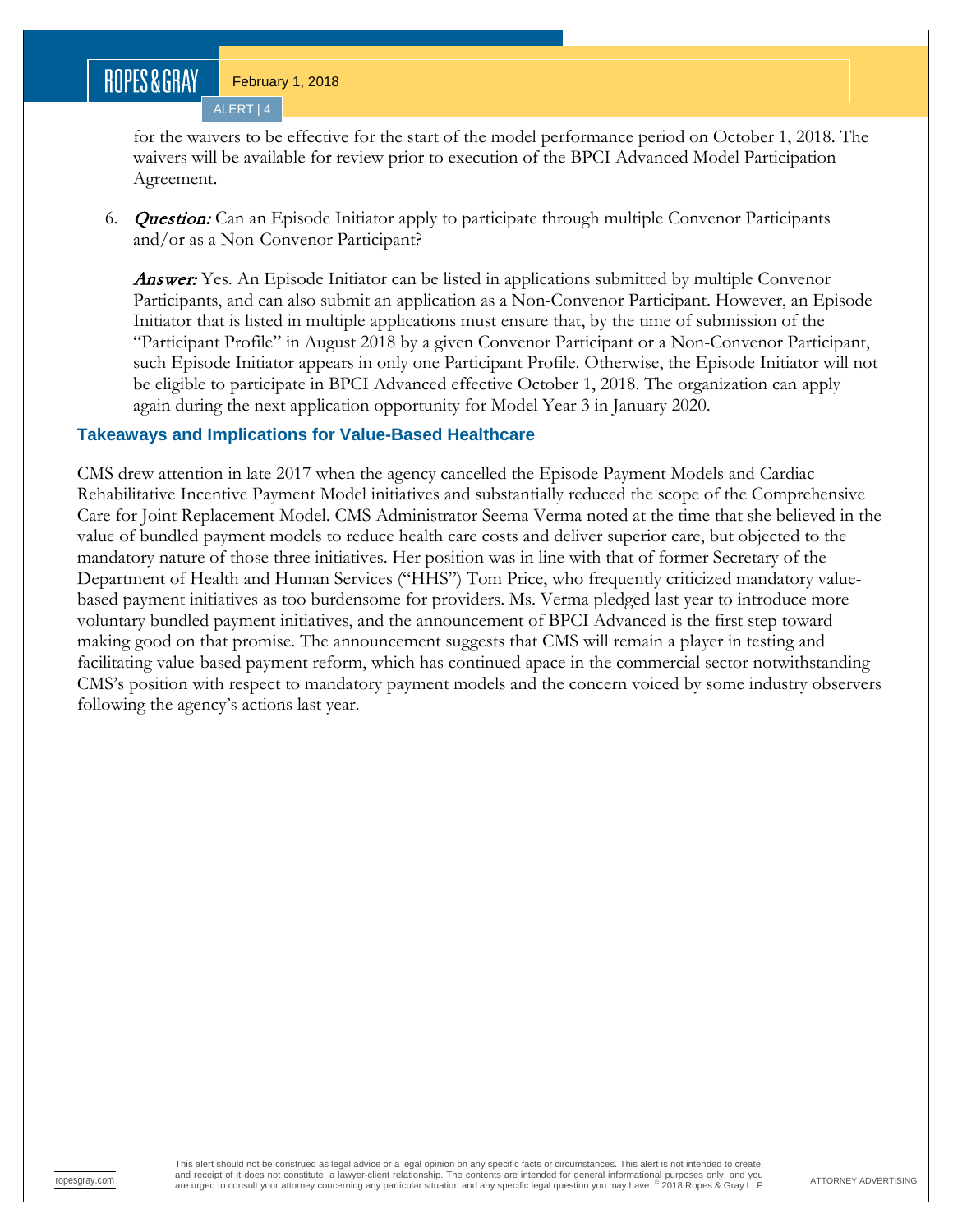for the waivers to be effective for the start of the model performance period on October 1, 2018. The waivers will be available for review prior to execution of the BPCI Advanced Model Participation Agreement.

6. *Question:* Can an Episode Initiator apply to participate through multiple Convenor Participants and/or as a Non-Convenor Participant?

   *Answer:* Yes. An Episode Initiator can be listed in applications submitted by multiple Convenor Participants, and can also submit an application as a Non-Convenor Participant. However, an Episode Initiator that is listed in multiple applications must ensure that, by the time of submission of the "Participant Profile" in August 2018 by a given Convenor Participant or a Non-Convenor Participant, such Episode Initiator appears in only one Participant Profile. Otherwise, the Episode Initiator will not be eligible to participate in BPCI Advanced effective October 1, 2018. The organization can apply again during the next application opportunity for Model Year 3 in January 2020.

## Takeaways and Implications for Value-Based Healthcare

CMS drew attention in late 2017 when the agency cancelled the Episode Payment Models and Cardiac Rehabilitative Incentive Payment Model initiatives and substantially reduced the scope of the Comprehensive Care for Joint Replacement Model. CMS Administrator Seema Verma noted at the time that she believed in the value of bundled payment models to reduce health care costs and deliver superior care, but objected to the mandatory nature of those three initiatives. Her position was in line with that of former Secretary of the Department of Health and Human Services ("HHS") Tom Price, who frequently criticized mandatory value-based payment initiatives as too burdensome for providers. Ms. Verma pledged last year to introduce more voluntary bundled payment initiatives, and the announcement of BPCI Advanced is the first step toward making good on that promise. The announcement suggests that CMS will remain a player in testing and facilitating value-based payment reform, which has continued apace in the commercial sector notwithstanding CMS's position with respect to mandatory payment models and the concern voiced by some industry observers following the agency's actions last year.

This alert should not be construed as legal advice or a legal opinion on any specific facts or circumstances. This alert is not intended to create, and receipt of it does not constitute, a lawyer-client relationship. The contents are intended for general informational purposes only, and you are urged to consult your attorney concerning any particular situation and any specific legal question you may have. © 2018 Ropes & Gray LLP

ATTORNEY ADVERTISING